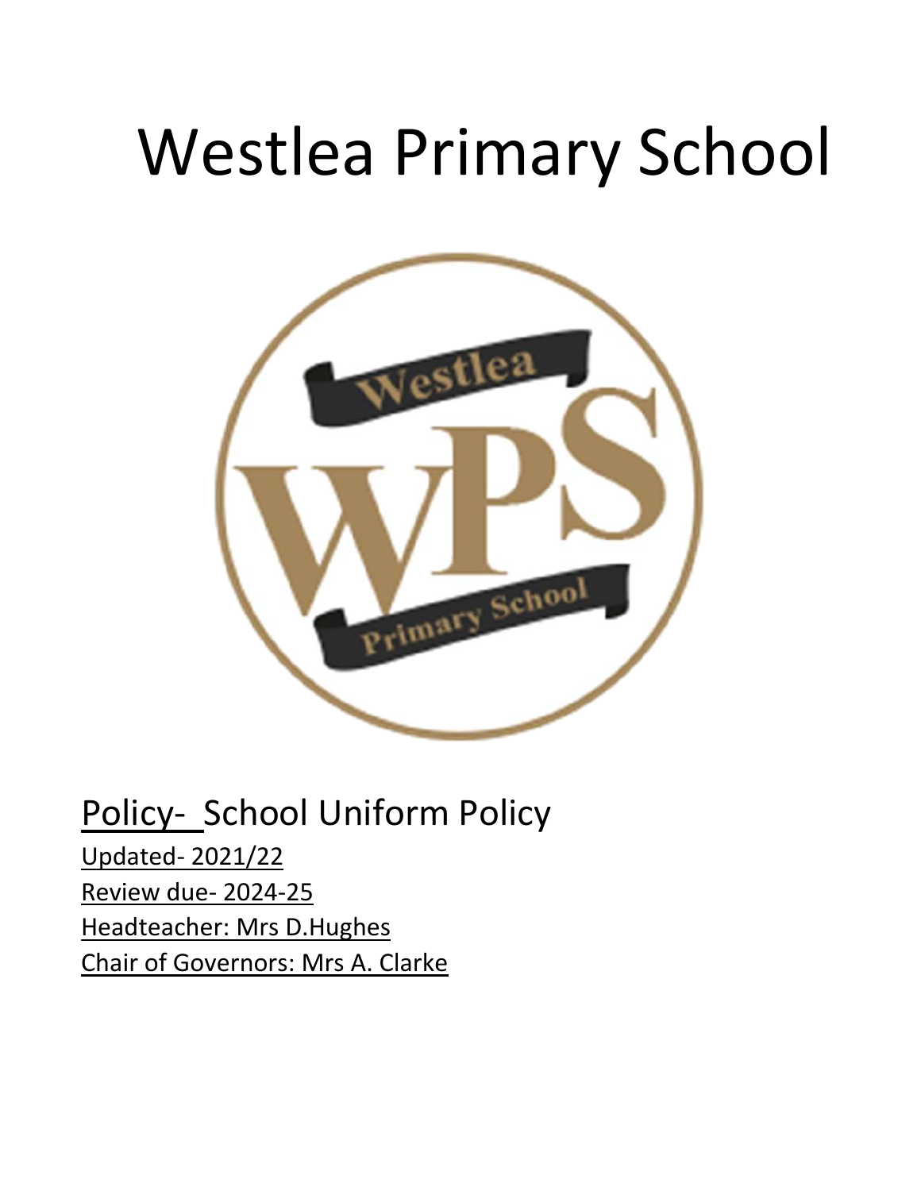# Westlea Primary School

Policy- School Uniform Policy

Updated- 2021/22

Review due- 2024-25

Headteacher: Mrs D.Hughes

Chair of Governors: Mrs A. Clarke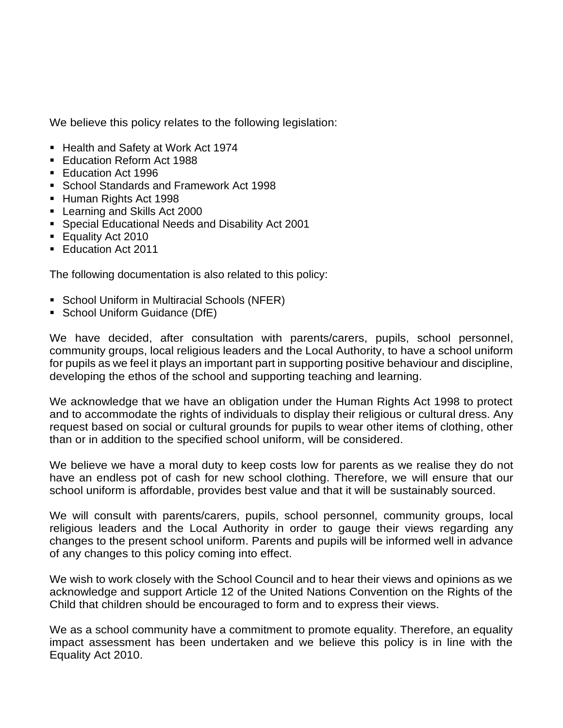We believe this policy relates to the following legislation:

- Health and Safety at Work Act 1974
- Education Reform Act 1988
- Education Act 1996
- School Standards and Framework Act 1998
- Human Rights Act 1998
- Learning and Skills Act 2000
- Special Educational Needs and Disability Act 2001
- Equality Act 2010
- Education Act 2011

The following documentation is also related to this policy:

- School Uniform in Multiracial Schools (NFER)
- School Uniform Guidance (DfE)

We have decided, after consultation with parents/carers, pupils, school personnel, community groups, local religious leaders and the Local Authority, to have a school uniform for pupils as we feel it plays an important part in supporting positive behaviour and discipline, developing the ethos of the school and supporting teaching and learning.

We acknowledge that we have an obligation under the Human Rights Act 1998 to protect and to accommodate the rights of individuals to display their religious or cultural dress. Any request based on social or cultural grounds for pupils to wear other items of clothing, other than or in addition to the specified school uniform, will be considered.

We believe we have a moral duty to keep costs low for parents as we realise they do not have an endless pot of cash for new school clothing. Therefore, we will ensure that our school uniform is affordable, provides best value and that it will be sustainably sourced.

We will consult with parents/carers, pupils, school personnel, community groups, local religious leaders and the Local Authority in order to gauge their views regarding any changes to the present school uniform. Parents and pupils will be informed well in advance of any changes to this policy coming into effect.

We wish to work closely with the School Council and to hear their views and opinions as we acknowledge and support Article 12 of the United Nations Convention on the Rights of the Child that children should be encouraged to form and to express their views.

We as a school community have a commitment to promote equality. Therefore, an equality impact assessment has been undertaken and we believe this policy is in line with the Equality Act 2010.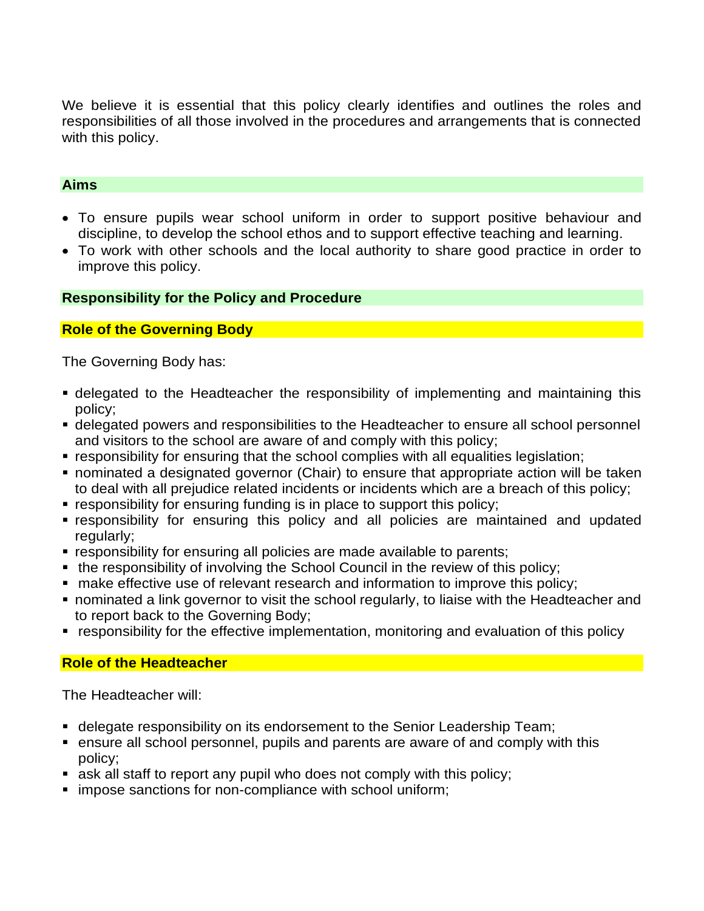We believe it is essential that this policy clearly identifies and outlines the roles and responsibilities of all those involved in the procedures and arrangements that is connected with this policy.

## Aims

- To ensure pupils wear school uniform in order to support positive behaviour and discipline, to develop the school ethos and to support effective teaching and learning.
- To work with other schools and the local authority to share good practice in order to improve this policy.

## Responsibility for the Policy and Procedure

### Role of the Governing Body

The Governing Body has:

- delegated to the Headteacher the responsibility of implementing and maintaining this policy;
- delegated powers and responsibilities to the Headteacher to ensure all school personnel and visitors to the school are aware of and comply with this policy;
- responsibility for ensuring that the school complies with all equalities legislation;
- nominated a designated governor (Chair) to ensure that appropriate action will be taken to deal with all prejudice related incidents or incidents which are a breach of this policy;
- responsibility for ensuring funding is in place to support this policy;
- responsibility for ensuring this policy and all policies are maintained and updated regularly;
- responsibility for ensuring all policies are made available to parents;
- the responsibility of involving the School Council in the review of this policy;
- make effective use of relevant research and information to improve this policy;
- nominated a link governor to visit the school regularly, to liaise with the Headteacher and to report back to the Governing Body;
- responsibility for the effective implementation, monitoring and evaluation of this policy

### Role of the Headteacher

The Headteacher will:

- delegate responsibility on its endorsement to the Senior Leadership Team;
- ensure all school personnel, pupils and parents are aware of and comply with this policy;
- ask all staff to report any pupil who does not comply with this policy;
- impose sanctions for non-compliance with school uniform;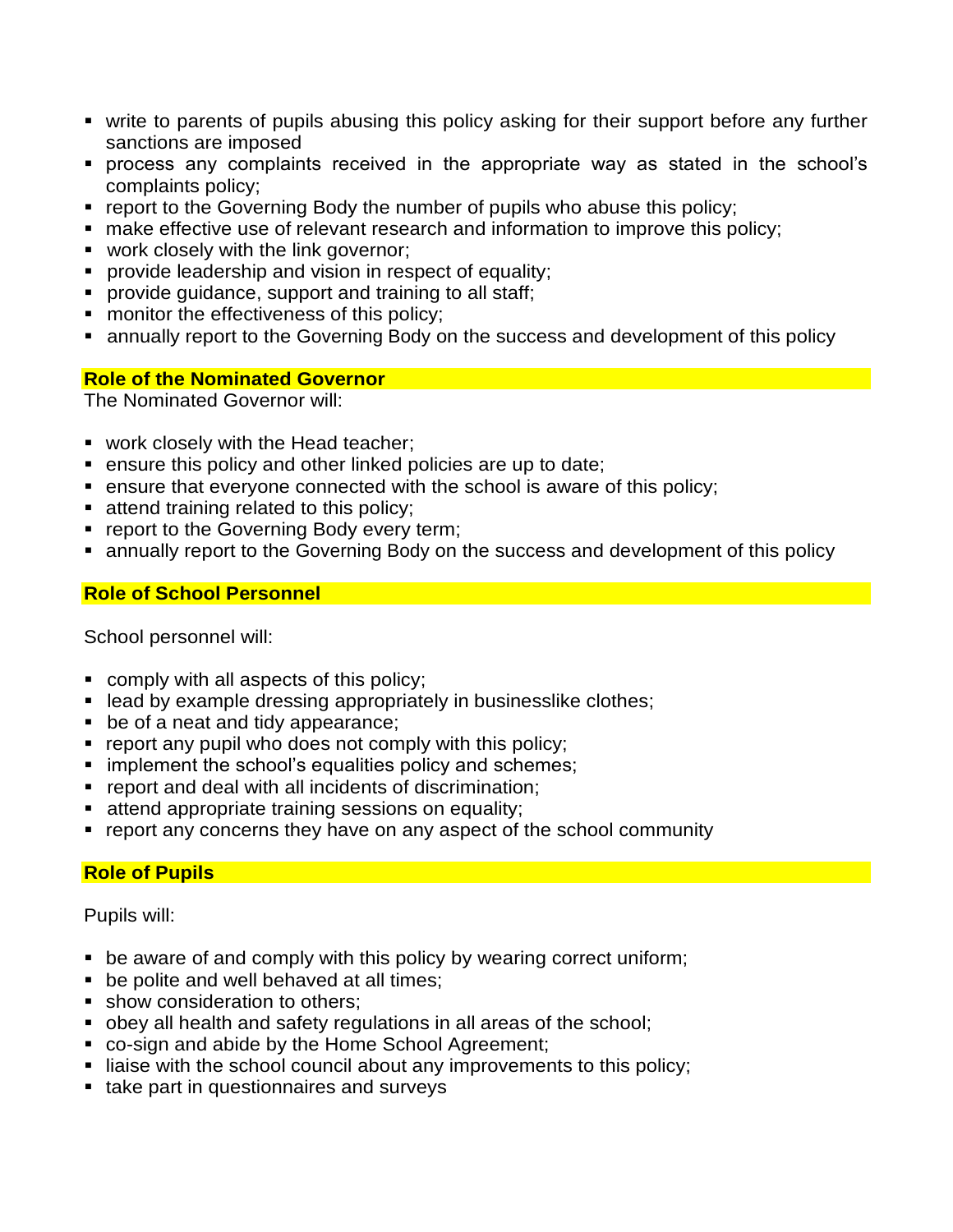- write to parents of pupils abusing this policy asking for their support before any further sanctions are imposed
- process any complaints received in the appropriate way as stated in the school's complaints policy;
- report to the Governing Body the number of pupils who abuse this policy;
- make effective use of relevant research and information to improve this policy;
- work closely with the link governor;
- provide leadership and vision in respect of equality;
- provide guidance, support and training to all staff;
- monitor the effectiveness of this policy;
- annually report to the Governing Body on the success and development of this policy

**Role of the Nominated Governor**

The Nominated Governor will:

- work closely with the Head teacher;
- ensure this policy and other linked policies are up to date;
- ensure that everyone connected with the school is aware of this policy;
- attend training related to this policy;
- report to the Governing Body every term;
- annually report to the Governing Body on the success and development of this policy

**Role of School Personnel**

School personnel will:

- comply with all aspects of this policy;
- lead by example dressing appropriately in businesslike clothes;
- be of a neat and tidy appearance;
- report any pupil who does not comply with this policy;
- implement the school's equalities policy and schemes;
- report and deal with all incidents of discrimination;
- attend appropriate training sessions on equality;
- report any concerns they have on any aspect of the school community

**Role of Pupils**

Pupils will:

- be aware of and comply with this policy by wearing correct uniform;
- be polite and well behaved at all times;
- show consideration to others;
- obey all health and safety regulations in all areas of the school;
- co-sign and abide by the Home School Agreement;
- liaise with the school council about any improvements to this policy;
- take part in questionnaires and surveys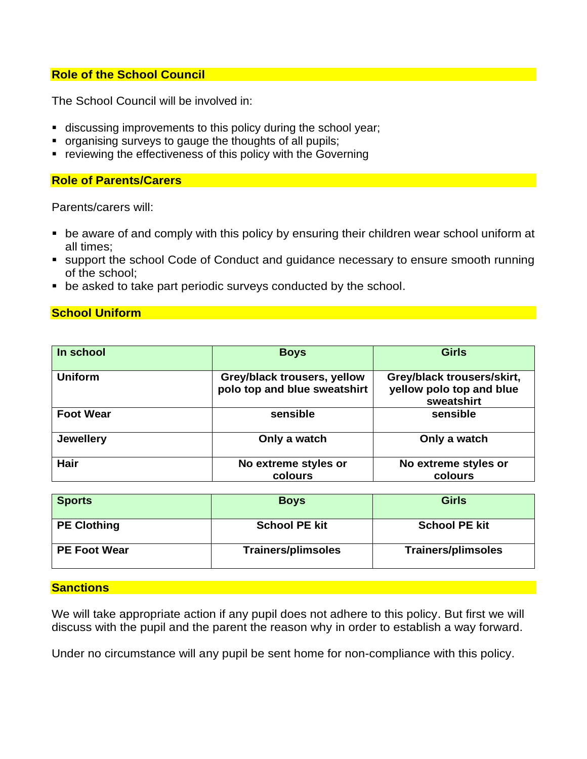## Role of the School Council

The School Council will be involved in:

- discussing improvements to this policy during the school year;
- organising surveys to gauge the thoughts of all pupils;
- reviewing the effectiveness of this policy with the Governing

## Role of Parents/Carers

Parents/carers will:

- be aware of and comply with this policy by ensuring their children wear school uniform at all times;
- support the school Code of Conduct and guidance necessary to ensure smooth running of the school;
- be asked to take part periodic surveys conducted by the school.

## School Uniform

| In school | Boys | Girls |
|---|---|---|
| **Uniform** | **Grey/black trousers, yellow polo top and blue sweatshirt** | **Grey/black trousers/skirt, yellow polo top and blue sweatshirt** |
| **Foot Wear** | **sensible** | **sensible** |
| **Jewellery** | **Only a watch** | **Only a watch** |
| **Hair** | **No extreme styles or colours** | **No extreme styles or colours** |

| Sports | Boys | Girls |
|---|---|---|
| **PE Clothing** | **School PE kit** | **School PE kit** |
| **PE Foot Wear** | **Trainers/plimsoles** | **Trainers/plimsoles** |

## Sanctions

We will take appropriate action if any pupil does not adhere to this policy. But first we will discuss with the pupil and the parent the reason why in order to establish a way forward.

Under no circumstance will any pupil be sent home for non-compliance with this policy.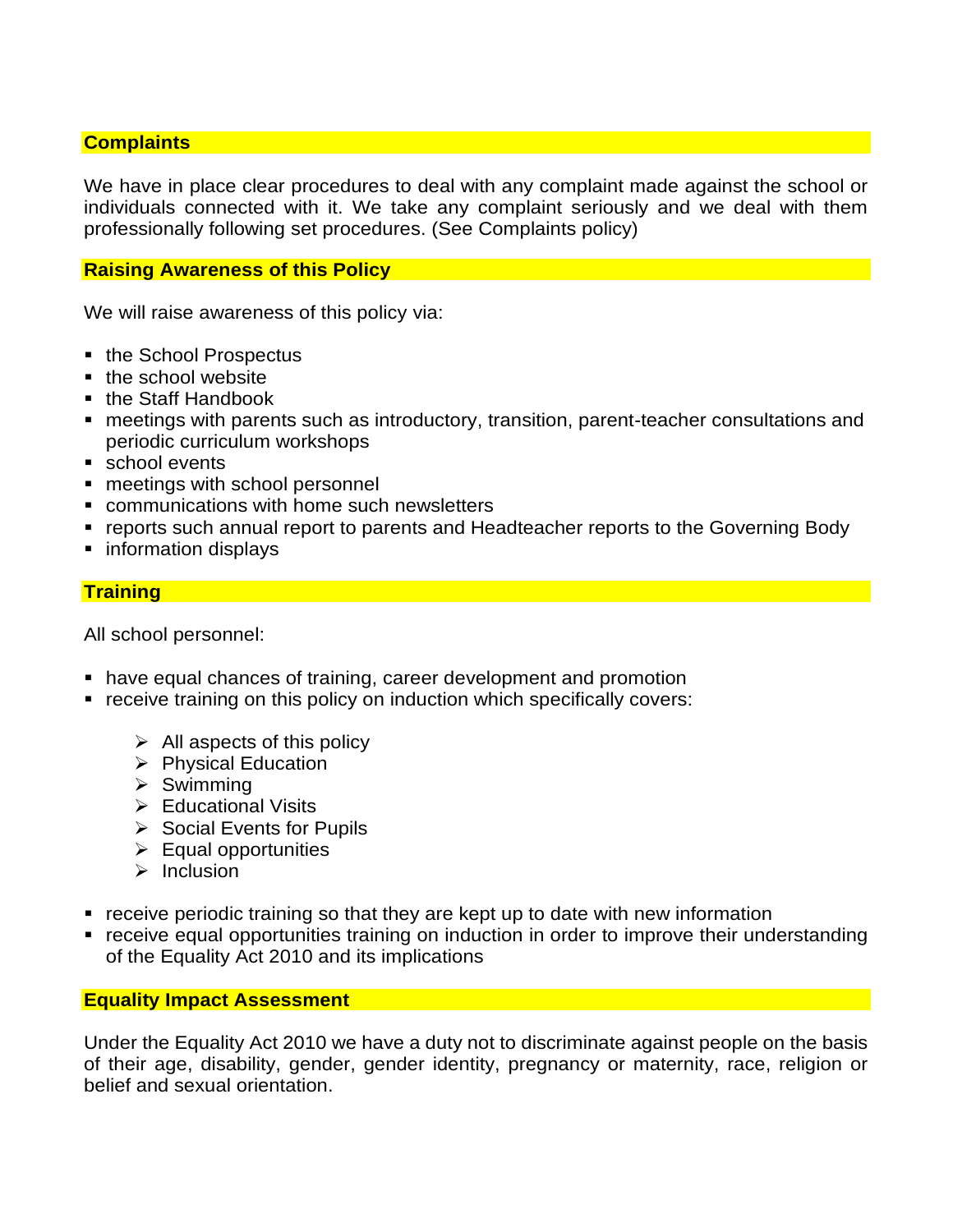## Complaints

We have in place clear procedures to deal with any complaint made against the school or individuals connected with it. We take any complaint seriously and we deal with them professionally following set procedures. (See Complaints policy)

## Raising Awareness of this Policy

We will raise awareness of this policy via:

- the School Prospectus
- the school website
- the Staff Handbook
- meetings with parents such as introductory, transition, parent-teacher consultations and periodic curriculum workshops
- school events
- meetings with school personnel
- communications with home such newsletters
- reports such annual report to parents and Headteacher reports to the Governing Body
- information displays

## Training

All school personnel:

- have equal chances of training, career development and promotion
- receive training on this policy on induction which specifically covers:
    - All aspects of this policy
    - Physical Education
    - Swimming
    - Educational Visits
    - Social Events for Pupils
    - Equal opportunities
    - Inclusion
- receive periodic training so that they are kept up to date with new information
- receive equal opportunities training on induction in order to improve their understanding of the Equality Act 2010 and its implications

## Equality Impact Assessment

Under the Equality Act 2010 we have a duty not to discriminate against people on the basis of their age, disability, gender, gender identity, pregnancy or maternity, race, religion or belief and sexual orientation.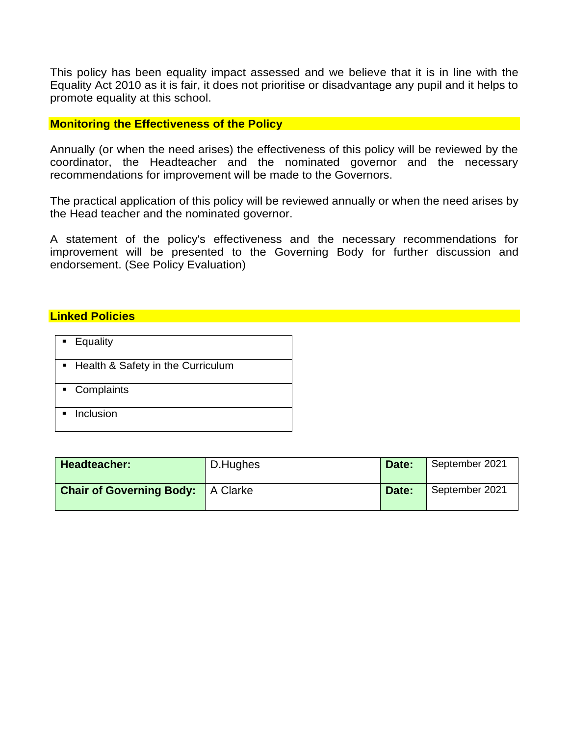This policy has been equality impact assessed and we believe that it is in line with the Equality Act 2010 as it is fair, it does not prioritise or disadvantage any pupil and it helps to promote equality at this school.

## Monitoring the Effectiveness of the Policy

Annually (or when the need arises) the effectiveness of this policy will be reviewed by the coordinator, the Headteacher and the nominated governor and the necessary recommendations for improvement will be made to the Governors.

The practical application of this policy will be reviewed annually or when the need arises by the Head teacher and the nominated governor.

A statement of the policy's effectiveness and the necessary recommendations for improvement will be presented to the Governing Body for further discussion and endorsement. (See Policy Evaluation)

## Linked Policies

| |
|---|
| ▪ Equality |
| ▪ Health & Safety in the Curriculum |
| ▪ Complaints |
| ▪ Inclusion |

| | | | |
|---|---|---|---|
| **Headteacher:** | D.Hughes | **Date:** | September 2021 |
| **Chair of Governing Body:** | A Clarke | **Date:** | September 2021 |